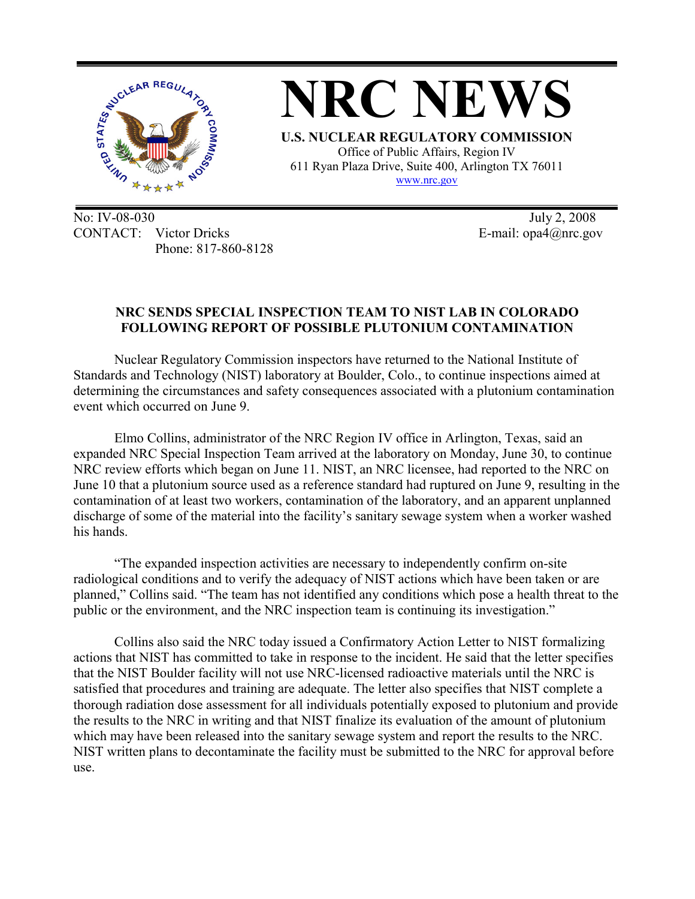# NRC NEWS

**U.S. NUCLEAR REGULATORY COMMISSION**
Office of Public Affairs, Region IV
611 Ryan Plaza Drive, Suite 400, Arlington TX 76011
www.nrc.gov

No: IV-08-030 July 2, 2008
CONTACT: Victor Dricks E-mail: opa4@nrc.gov
Phone: 817-860-8128

## NRC SENDS SPECIAL INSPECTION TEAM TO NIST LAB IN COLORADO FOLLOWING REPORT OF POSSIBLE PLUTONIUM CONTAMINATION

Nuclear Regulatory Commission inspectors have returned to the National Institute of Standards and Technology (NIST) laboratory at Boulder, Colo., to continue inspections aimed at determining the circumstances and safety consequences associated with a plutonium contamination event which occurred on June 9.

Elmo Collins, administrator of the NRC Region IV office in Arlington, Texas, said an expanded NRC Special Inspection Team arrived at the laboratory on Monday, June 30, to continue NRC review efforts which began on June 11. NIST, an NRC licensee, had reported to the NRC on June 10 that a plutonium source used as a reference standard had ruptured on June 9, resulting in the contamination of at least two workers, contamination of the laboratory, and an apparent unplanned discharge of some of the material into the facility's sanitary sewage system when a worker washed his hands.

"The expanded inspection activities are necessary to independently confirm on-site radiological conditions and to verify the adequacy of NIST actions which have been taken or are planned," Collins said. "The team has not identified any conditions which pose a health threat to the public or the environment, and the NRC inspection team is continuing its investigation."

Collins also said the NRC today issued a Confirmatory Action Letter to NIST formalizing actions that NIST has committed to take in response to the incident. He said that the letter specifies that the NIST Boulder facility will not use NRC-licensed radioactive materials until the NRC is satisfied that procedures and training are adequate. The letter also specifies that NIST complete a thorough radiation dose assessment for all individuals potentially exposed to plutonium and provide the results to the NRC in writing and that NIST finalize its evaluation of the amount of plutonium which may have been released into the sanitary sewage system and report the results to the NRC. NIST written plans to decontaminate the facility must be submitted to the NRC for approval before use.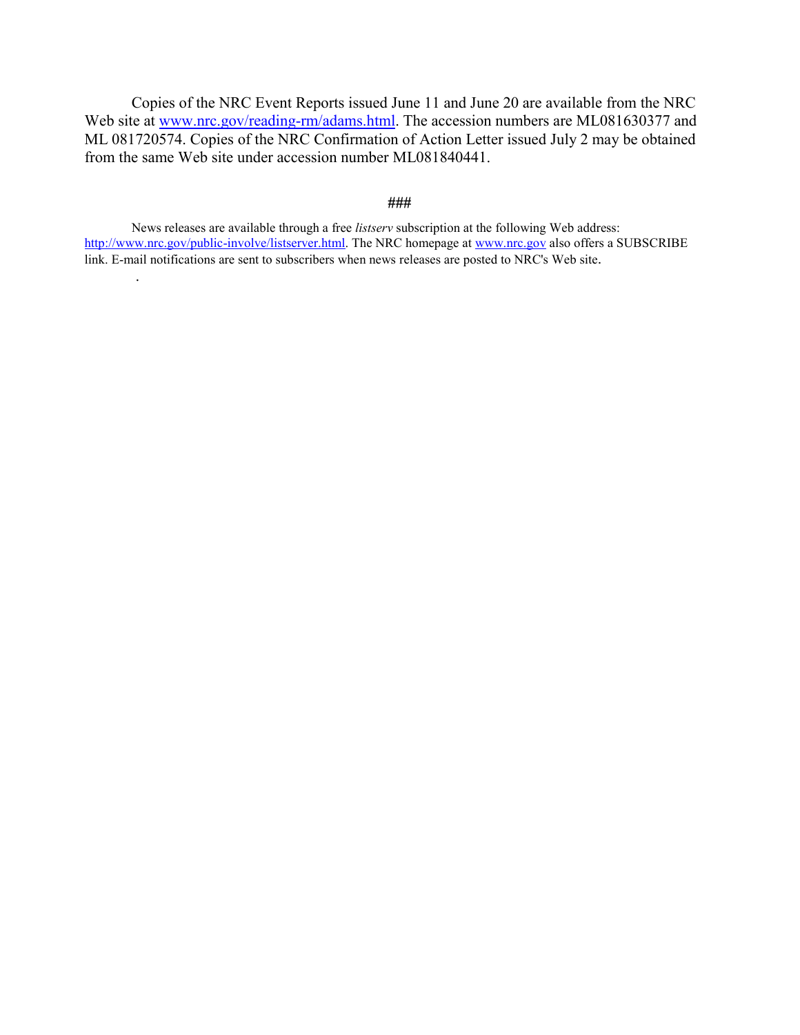Copies of the NRC Event Reports issued June 11 and June 20 are available from the NRC Web site at www.nrc.gov/reading-rm/adams.html. The accession numbers are ML081630377 and ML 081720574. Copies of the NRC Confirmation of Action Letter issued July 2 may be obtained from the same Web site under accession number ML081840441.

###

News releases are available through a free *listserv* subscription at the following Web address: http://www.nrc.gov/public-involve/listserver.html. The NRC homepage at www.nrc.gov also offers a SUBSCRIBE link. E-mail notifications are sent to subscribers when news releases are posted to NRC's Web site.